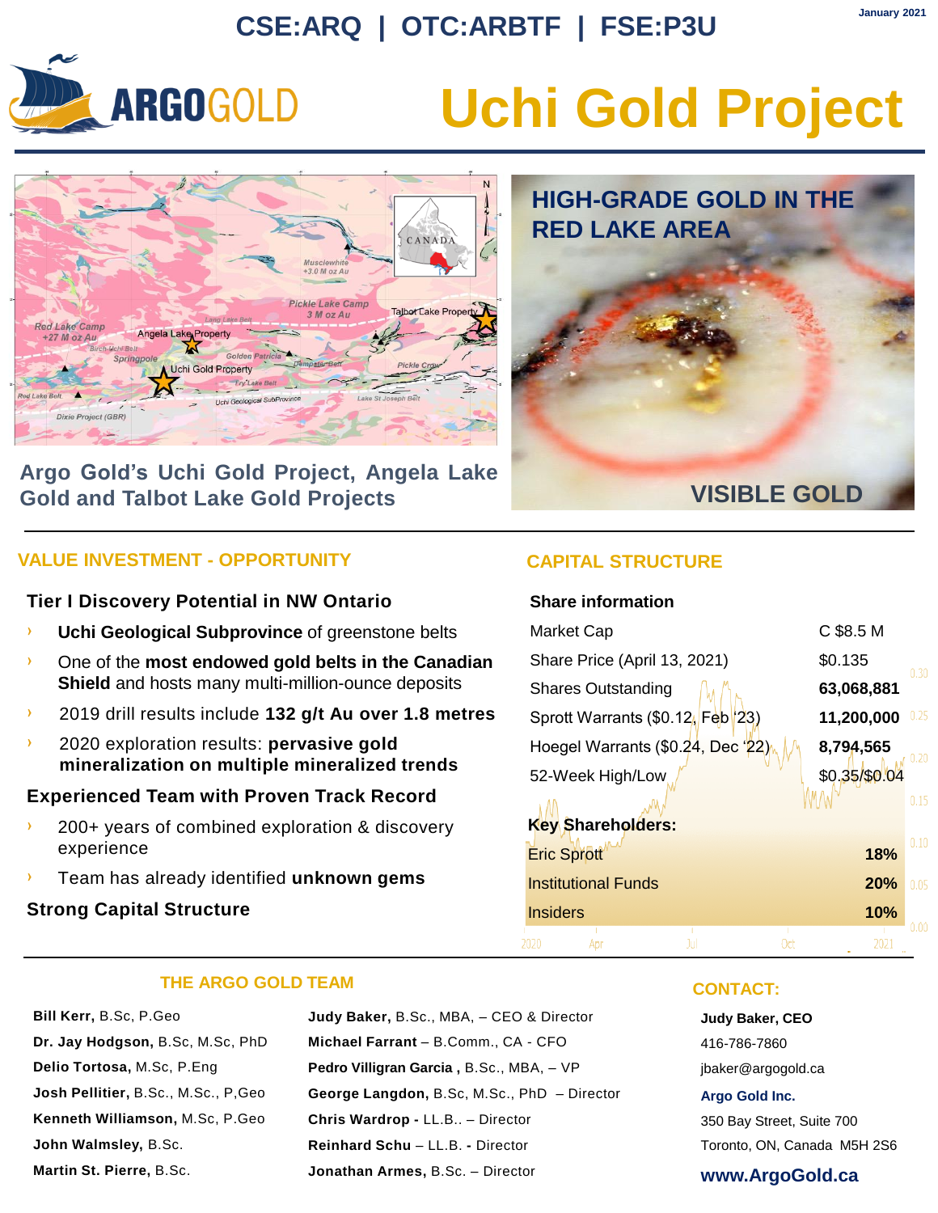CSE:ARQ | OTC:ARBTF | FSE:P3U

January 2021

ARGOGOLD

# Uchi Gold Project

Argo Gold's Uchi Gold Project, Angela Lake Gold and Talbot Lake Gold Projects

HIGH-GRADE GOLD IN THE RED LAKE AREA

VISIBLE GOLD

## VALUE INVESTMENT - OPPORTUNITY

### Tier I Discovery Potential in NW Ontario

- **Uchi Geological Subprovince** of greenstone belts
- One of the **most endowed gold belts in the Canadian Shield** and hosts many multi-million-ounce deposits
- 2019 drill results include **132 g/t Au over 1.8 metres**
- 2020 exploration results: **pervasive gold mineralization on multiple mineralized trends**

### Experienced Team with Proven Track Record

- 200+ years of combined exploration & discovery experience
- Team has already identified **unknown gems**

### Strong Capital Structure

## CAPITAL STRUCTURE

### Share information

| | |
|---|---|
| Market Cap | C $8.5 M |
| Share Price (April 13, 2021) | $0.135 |
| Shares Outstanding | **63,068,881** |
| Sprott Warrants ($0.12, Feb '23) | **11,200,000** |
| Hoegel Warrants ($0.24, Dec '22) | **8,794,565** |
| 52-Week High/Low | $0.35/$0.04 |

### Key Shareholders:

| | |
|---|---|
| Eric Sprott | **18%** |
| Institutional Funds | **20%** |
| Insiders | **10%** |

## THE ARGO GOLD TEAM

**Bill Kerr,** B.Sc, P.Geo
**Dr. Jay Hodgson,** B.Sc, M.Sc, PhD
**Delio Tortosa,** M.Sc, P.Eng
**Josh Pellitier,** B.Sc., M.Sc., P,Geo
**Kenneth Williamson,** M.Sc, P.Geo
**John Walmsley,** B.Sc.
**Martin St. Pierre,** B.Sc.

**Judy Baker,** B.Sc., MBA, – CEO & Director
**Michael Farrant** – B.Comm., CA - CFO
**Pedro Villigran Garcia ,** B.Sc., MBA, – VP
**George Langdon,** B.Sc, M.Sc., PhD – Director
**Chris Wardrop -** LL.B.. – Director
**Reinhard Schu** – LL.B. **-** Director
**Jonathan Armes,** B.Sc. – Director

## CONTACT:

**Judy Baker, CEO**
416-786-7860
jbaker@argogold.ca

**Argo Gold Inc.**
350 Bay Street, Suite 700
Toronto, ON, Canada M5H 2S6

**www.ArgoGold.ca**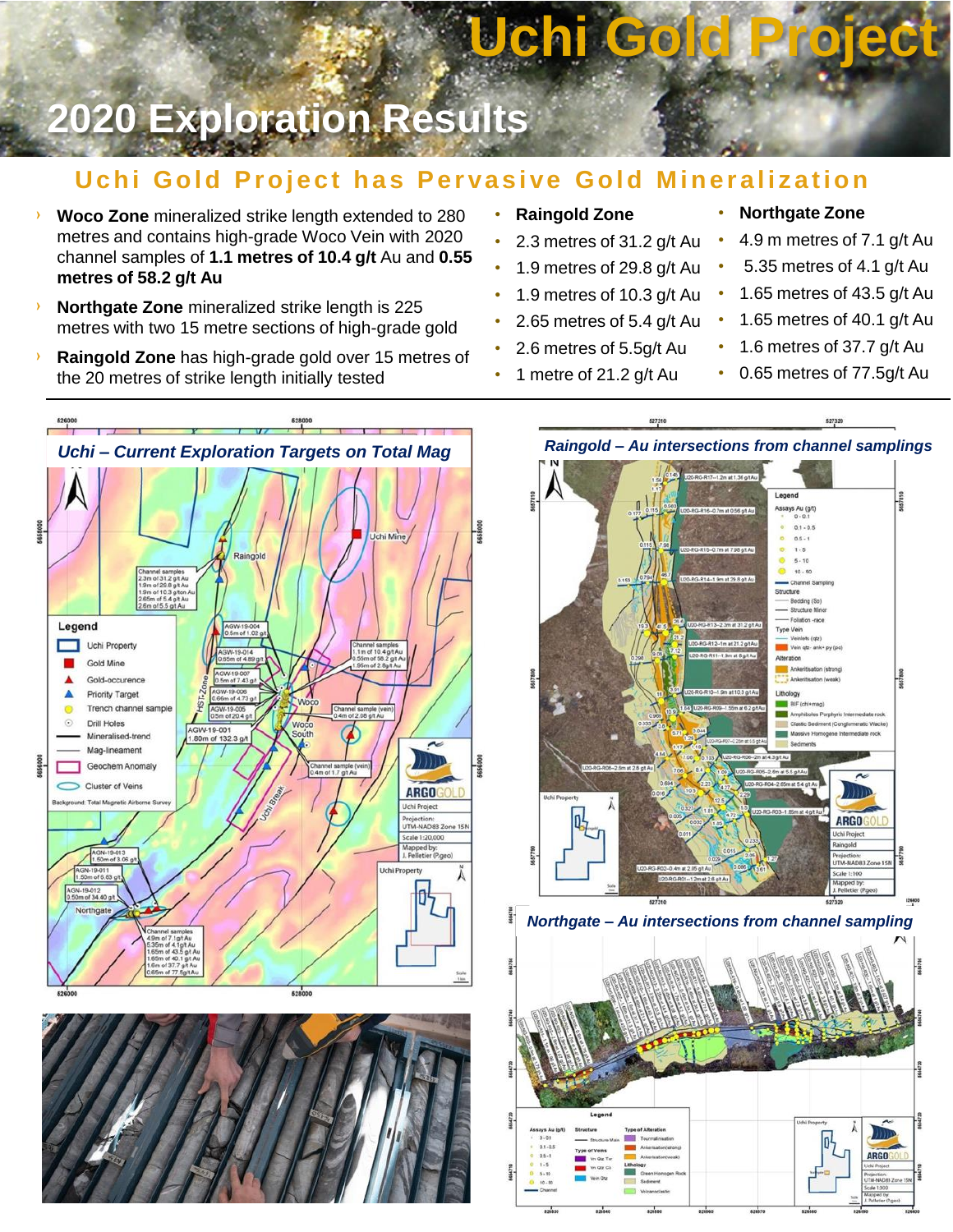# Uchi Gold Project

## 2020 Exploration Results

### Uchi Gold Project has Pervasive Gold Mineralization

- **Woco Zone** mineralized strike length extended to 280 metres and contains high-grade Woco Vein with 2020 channel samples of **1.1 metres of 10.4 g/t** Au and **0.55 metres of 58.2 g/t Au**
- **Northgate Zone** mineralized strike length is 225 metres with two 15 metre sections of high-grade gold
- **Raingold Zone** has high-grade gold over 15 metres of the 20 metres of strike length initially tested

**Raingold Zone**

- 2.3 metres of 31.2 g/t Au
- 1.9 metres of 29.8 g/t Au
- 1.9 metres of 10.3 g/t Au
- 2.65 metres of 5.4 g/t Au
- 2.6 metres of 5.5g/t Au
- 1 metre of 21.2 g/t Au

**Northgate Zone**

- 4.9 m metres of 7.1 g/t Au
- 5.35 metres of 4.1 g/t Au
- 1.65 metres of 43.5 g/t Au
- 1.65 metres of 40.1 g/t Au
- 1.6 metres of 37.7 g/t Au
- 0.65 metres of 77.5g/t Au

*Uchi – Current Exploration Targets on Total Mag*

*Raingold – Au intersections from channel samplings*

*Northgate – Au intersections from channel sampling*